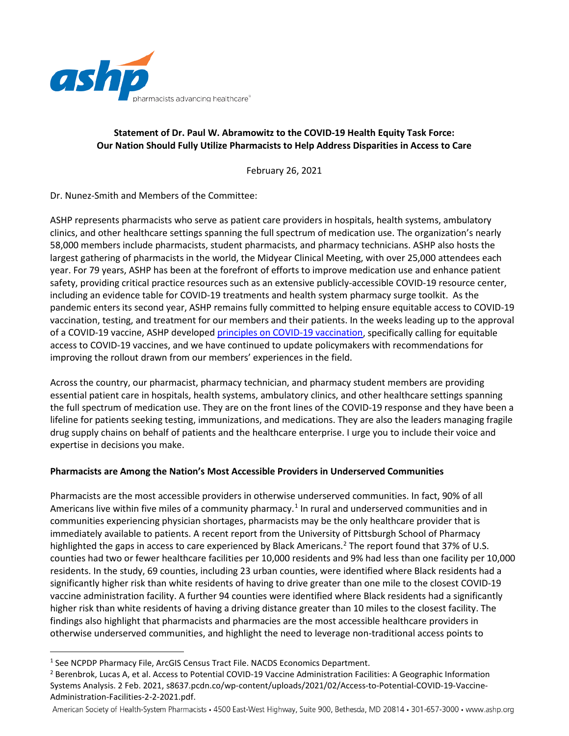## Statement of Dr. Paul W. Abramowitz to the COVID-19 Health Equity Task Force: Our Nation Should Fully Utilize Pharmacists to Help Address Disparities in Access to Care

February 26, 2021

Dr. Nunez-Smith and Members of the Committee:

ASHP represents pharmacists who serve as patient care providers in hospitals, health systems, ambulatory clinics, and other healthcare settings spanning the full spectrum of medication use. The organization's nearly 58,000 members include pharmacists, student pharmacists, and pharmacy technicians. ASHP also hosts the largest gathering of pharmacists in the world, the Midyear Clinical Meeting, with over 25,000 attendees each year. For 79 years, ASHP has been at the forefront of efforts to improve medication use and enhance patient safety, providing critical practice resources such as an extensive publicly-accessible COVID-19 resource center, including an evidence table for COVID-19 treatments and health system pharmacy surge toolkit. As the pandemic enters its second year, ASHP remains fully committed to helping ensure equitable access to COVID-19 vaccination, testing, and treatment for our members and their patients. In the weeks leading up to the approval of a COVID-19 vaccine, ASHP developed principles on COVID-19 vaccination, specifically calling for equitable access to COVID-19 vaccines, and we have continued to update policymakers with recommendations for improving the rollout drawn from our members' experiences in the field.

Across the country, our pharmacist, pharmacy technician, and pharmacy student members are providing essential patient care in hospitals, health systems, ambulatory clinics, and other healthcare settings spanning the full spectrum of medication use. They are on the front lines of the COVID-19 response and they have been a lifeline for patients seeking testing, immunizations, and medications. They are also the leaders managing fragile drug supply chains on behalf of patients and the healthcare enterprise. I urge you to include their voice and expertise in decisions you make.

### Pharmacists are Among the Nation's Most Accessible Providers in Underserved Communities

Pharmacists are the most accessible providers in otherwise underserved communities. In fact, 90% of all Americans live within five miles of a community pharmacy.[1] In rural and underserved communities and in communities experiencing physician shortages, pharmacists may be the only healthcare provider that is immediately available to patients. A recent report from the University of Pittsburgh School of Pharmacy highlighted the gaps in access to care experienced by Black Americans.[2] The report found that 37% of U.S. counties had two or fewer healthcare facilities per 10,000 residents and 9% had less than one facility per 10,000 residents. In the study, 69 counties, including 23 urban counties, were identified where Black residents had a significantly higher risk than white residents of having to drive greater than one mile to the closest COVID-19 vaccine administration facility. A further 94 counties were identified where Black residents had a significantly higher risk than white residents of having a driving distance greater than 10 miles to the closest facility. The findings also highlight that pharmacists and pharmacies are the most accessible healthcare providers in otherwise underserved communities, and highlight the need to leverage non-traditional access points to

---

[1] See NCPDP Pharmacy File, ArcGIS Census Tract File. NACDS Economics Department.

[2] Berenbrok, Lucas A, et al. Access to Potential COVID-19 Vaccine Administration Facilities: A Geographic Information Systems Analysis. 2 Feb. 2021, s8637.pcdn.co/wp-content/uploads/2021/02/Access-to-Potential-COVID-19-Vaccine-Administration-Facilities-2-2-2021.pdf.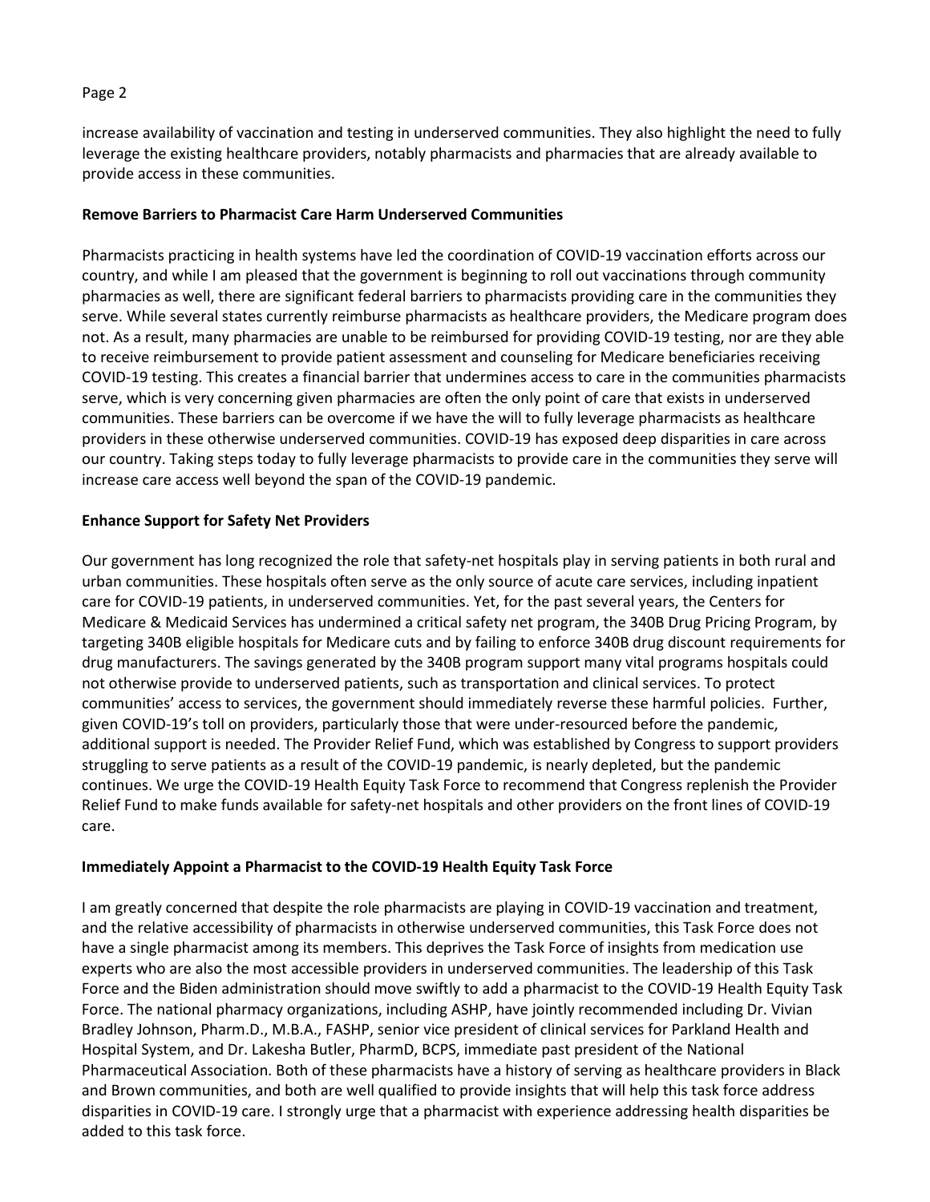increase availability of vaccination and testing in underserved communities. They also highlight the need to fully leverage the existing healthcare providers, notably pharmacists and pharmacies that are already available to provide access in these communities.

**Remove Barriers to Pharmacist Care Harm Underserved Communities**

Pharmacists practicing in health systems have led the coordination of COVID-19 vaccination efforts across our country, and while I am pleased that the government is beginning to roll out vaccinations through community pharmacies as well, there are significant federal barriers to pharmacists providing care in the communities they serve. While several states currently reimburse pharmacists as healthcare providers, the Medicare program does not. As a result, many pharmacies are unable to be reimbursed for providing COVID-19 testing, nor are they able to receive reimbursement to provide patient assessment and counseling for Medicare beneficiaries receiving COVID-19 testing. This creates a financial barrier that undermines access to care in the communities pharmacists serve, which is very concerning given pharmacies are often the only point of care that exists in underserved communities. These barriers can be overcome if we have the will to fully leverage pharmacists as healthcare providers in these otherwise underserved communities. COVID-19 has exposed deep disparities in care across our country. Taking steps today to fully leverage pharmacists to provide care in the communities they serve will increase care access well beyond the span of the COVID-19 pandemic.

**Enhance Support for Safety Net Providers**

Our government has long recognized the role that safety-net hospitals play in serving patients in both rural and urban communities. These hospitals often serve as the only source of acute care services, including inpatient care for COVID-19 patients, in underserved communities. Yet, for the past several years, the Centers for Medicare & Medicaid Services has undermined a critical safety net program, the 340B Drug Pricing Program, by targeting 340B eligible hospitals for Medicare cuts and by failing to enforce 340B drug discount requirements for drug manufacturers. The savings generated by the 340B program support many vital programs hospitals could not otherwise provide to underserved patients, such as transportation and clinical services. To protect communities' access to services, the government should immediately reverse these harmful policies. Further, given COVID-19's toll on providers, particularly those that were under-resourced before the pandemic, additional support is needed. The Provider Relief Fund, which was established by Congress to support providers struggling to serve patients as a result of the COVID-19 pandemic, is nearly depleted, but the pandemic continues. We urge the COVID-19 Health Equity Task Force to recommend that Congress replenish the Provider Relief Fund to make funds available for safety-net hospitals and other providers on the front lines of COVID-19 care.

**Immediately Appoint a Pharmacist to the COVID-19 Health Equity Task Force**

I am greatly concerned that despite the role pharmacists are playing in COVID-19 vaccination and treatment, and the relative accessibility of pharmacists in otherwise underserved communities, this Task Force does not have a single pharmacist among its members. This deprives the Task Force of insights from medication use experts who are also the most accessible providers in underserved communities. The leadership of this Task Force and the Biden administration should move swiftly to add a pharmacist to the COVID-19 Health Equity Task Force. The national pharmacy organizations, including ASHP, have jointly recommended including Dr. Vivian Bradley Johnson, Pharm.D., M.B.A., FASHP, senior vice president of clinical services for Parkland Health and Hospital System, and Dr. Lakesha Butler, PharmD, BCPS, immediate past president of the National Pharmaceutical Association. Both of these pharmacists have a history of serving as healthcare providers in Black and Brown communities, and both are well qualified to provide insights that will help this task force address disparities in COVID-19 care. I strongly urge that a pharmacist with experience addressing health disparities be added to this task force.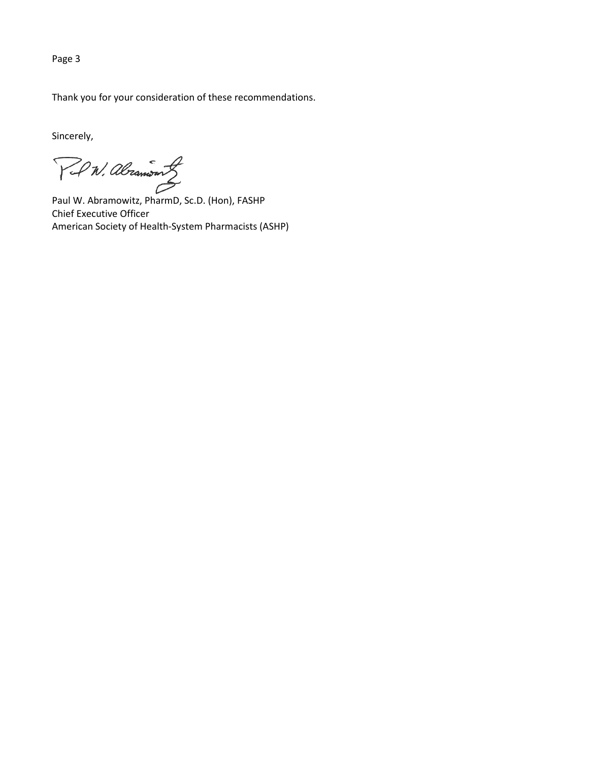Thank you for your consideration of these recommendations.

Sincerely,

Paul W. Abramowitz, PharmD, Sc.D. (Hon), FASHP
Chief Executive Officer
American Society of Health-System Pharmacists (ASHP)